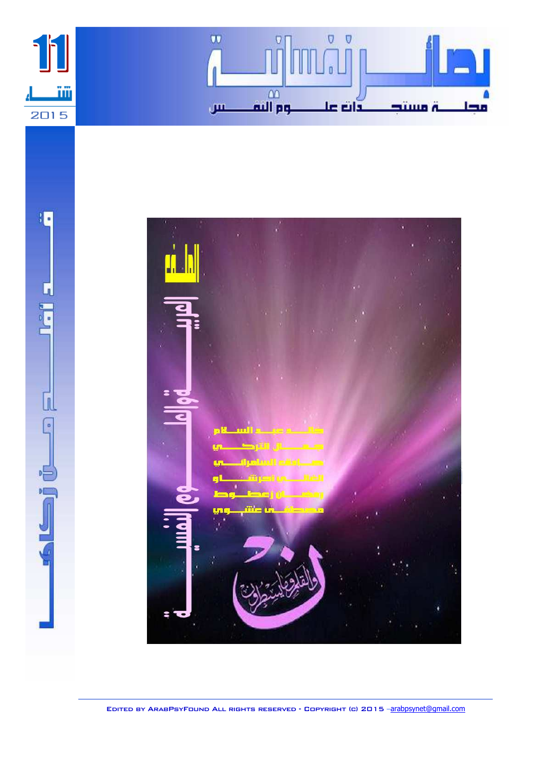# بصائر نفسانية

## مجلة مستجدات علوم النفس

11

شتاء

2015

لـ مـلـف زكـاة

الملف

العربيـة الأطفـال الموهوبين والنفـسـ

خالد عبد السلام

جمال التركي

عارف السامرائي

الغالي احرشاو

رمضان زعطوط

مصطفى عشوي

ن والقلم وما يسطرون

Edited by ArabPsyFound All rights reserved - Copyright (c) 2015 –arabpsynet@gmail.com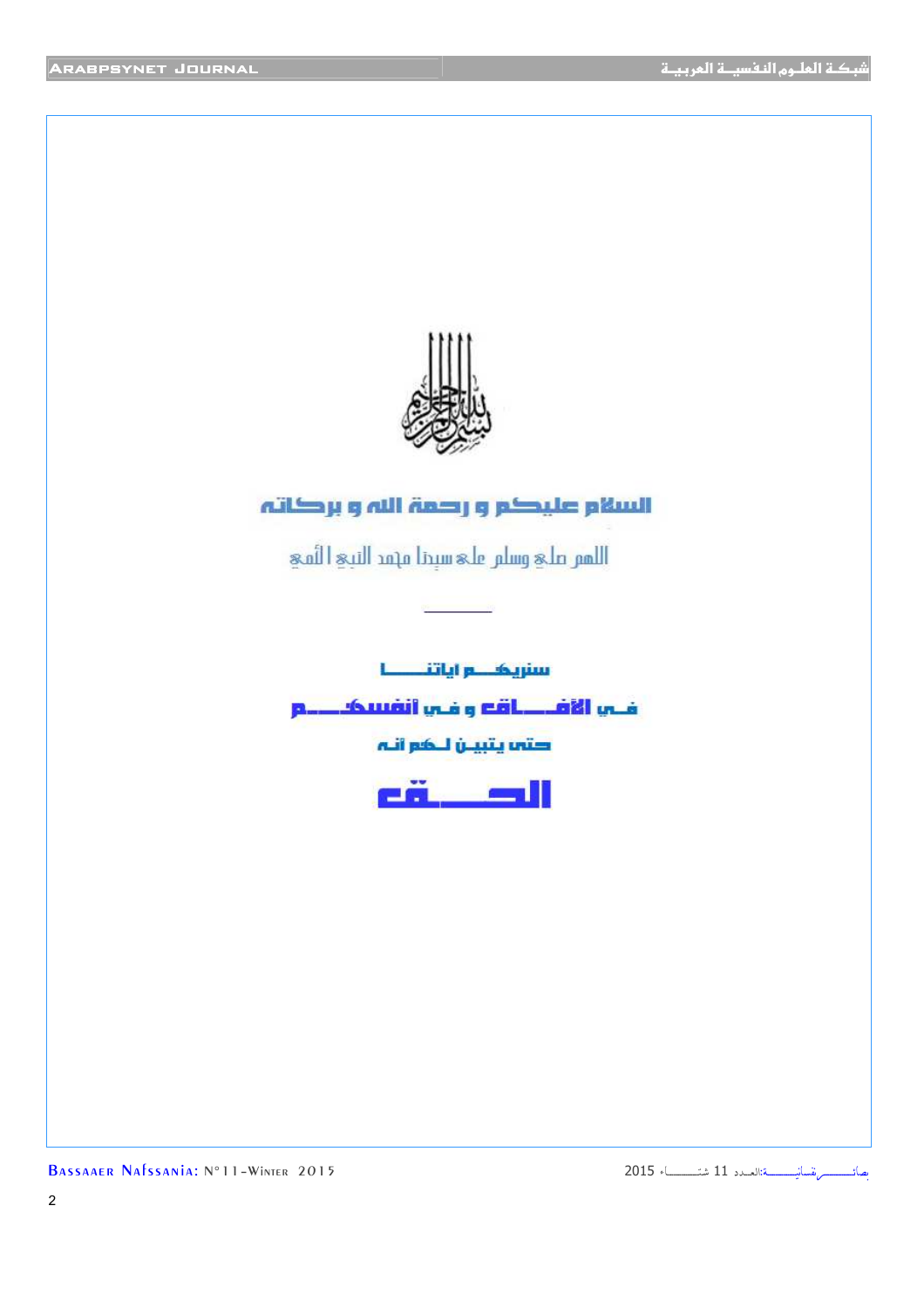بسم الله الرحمن الرحيم

السلام عليكم و رحمة الله و بركاته

اللهم صلى وسلم على سيدنا محمد النبي الأمي

---

سنريهـــم اياتنـــا

فـي الآفـــاق و فـي أنفسهــــم

حتى يتبين لـهم أنـه

الحـــق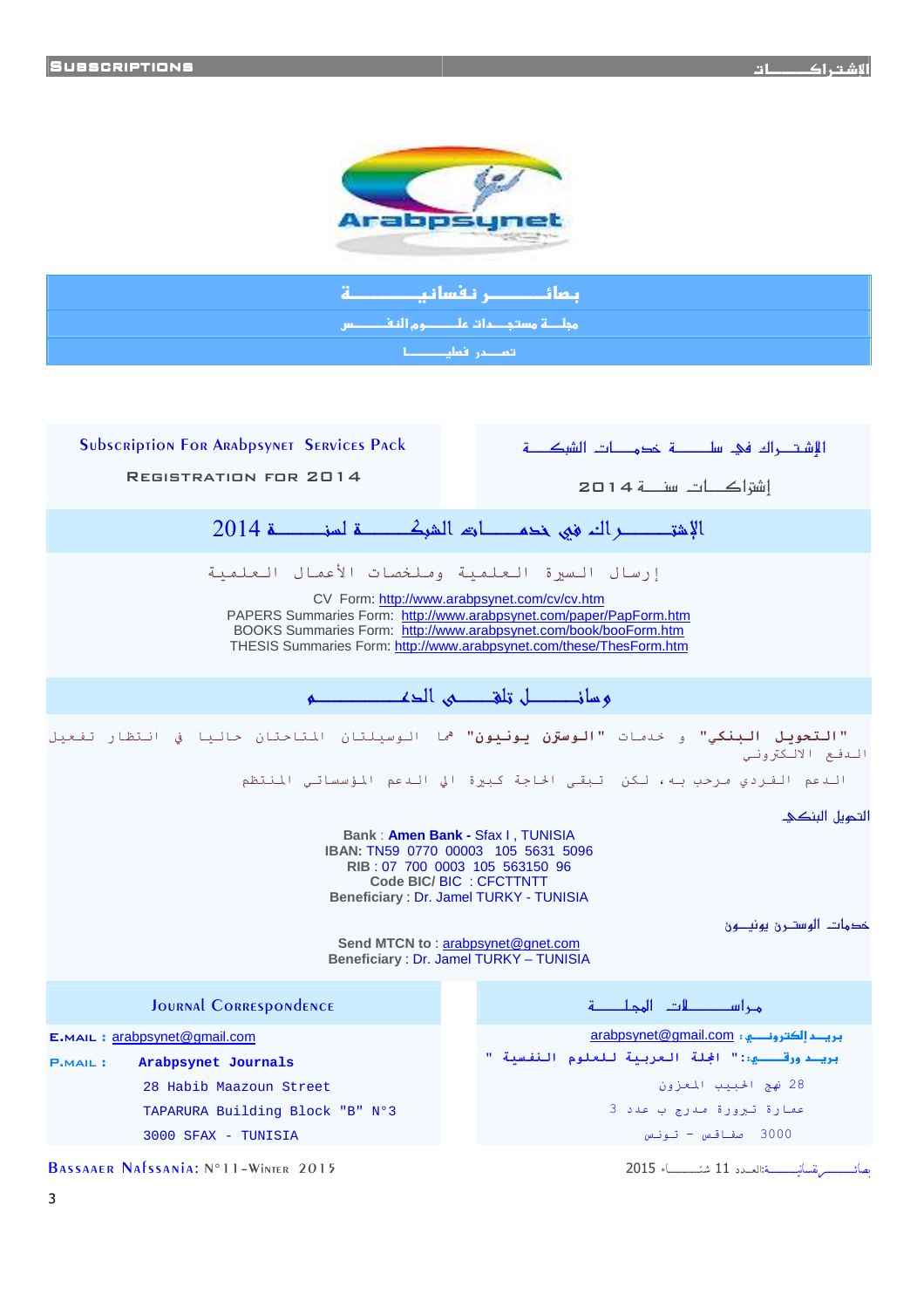Arabpsynet

# بصائر نفسانية

## مجلة مستجدات علوم النفس

### تصدر فصليا

| Subscription For Arabpsynet Services Pack | الإشتراك في سلة خدمات الشبكة |
| --- | --- |
| Registration for 2014 | إشتراكات سنة 2014 |

## الإشتراك في خدمات الشبكة لسنة 2014

إرسال السيرة العلمية وملخصات الأعمال العلمية

CV Form: http://www.arabpsynet.com/cv/cv.htm
PAPERS Summaries Form: http://www.arabpsynet.com/paper/PapForm.htm
BOOKS Summaries Form: http://www.arabpsynet.com/book/booForm.htm
THESIS Summaries Form: http://www.arabpsynet.com/these/ThesForm.htm

## وسائل تلقي الدعم

"التحويل البنكي" و خدمات "الوسترن يونيون" هما الوسيلتان المتاحتان حاليا في انتظار تفعيل الدفع الالكتروني

الدعم الفردي مرحب به، لكن تبقى الحاجة كبيرة إلى الدعم المؤسساتي المنتظم

**التحويل البنكي**

**Bank** : **Amen Bank -** Sfax I , TUNISIA
**IBAN:** TN59 0770 00003 105 5631 5096
**RIB** : 07 700 0003 105 563150 96
**Code BIC/** BIC : CFCTTNTT
**Beneficiary** : Dr. Jamel TURKY - TUNISIA

**خدمات الوسترن يونيون**

**Send MTCN to** : arabpsynet@gnet.com
**Beneficiary** : Dr. Jamel TURKY – TUNISIA

| Journal Correspondence | مراسلات المجلة |
| --- | --- |
| E.MAIL : arabpsynet@gmail.com | بريد إلكتروني: arabpsynet@gmail.com |
| P.MAIL : **Arabpsynet Journals** | بريد ورقي:: " المجلة العربية للعلوم النفسية " |
| 28 Habib Maazoun Street | 28 نهج الحبيب المعزون |
| TAPARURA Building Block "B" N°3 | عمارة تبرورة مدرج ب عدد 3 |
| 3000 SFAX - TUNISIA | 3000 صفاقس - تونس |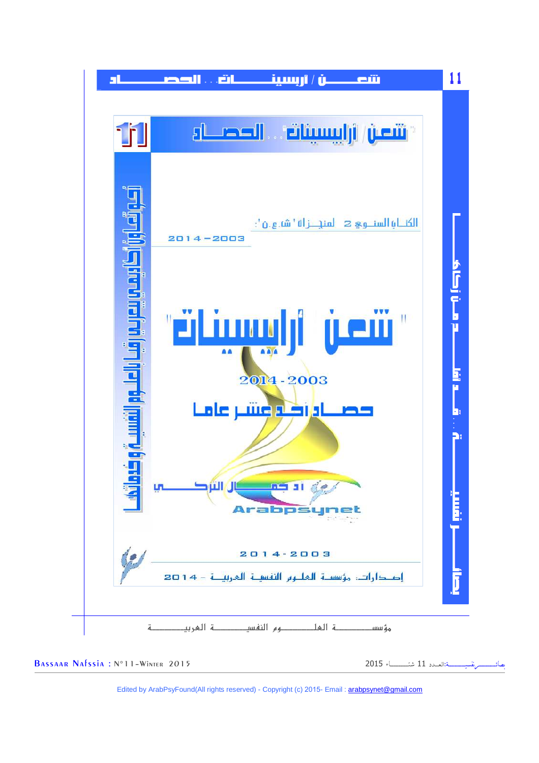# "شعن / اربسينات"... الحصاد

الكتاب السنوي 2 لمنجزات 'ش.ع.ن':

2014 – 2003

# "شعن / اربسينات"

2014 - 2003

## حصاد احد عشر عاما

اد جمال التركي

Arabpsynet

أول تعاون أكاديمي عربي رقمي بالعلوم النفسية وحولها

2014 - 2003

إصدارات: مؤسسة العلوم النفسية العربية – 2014